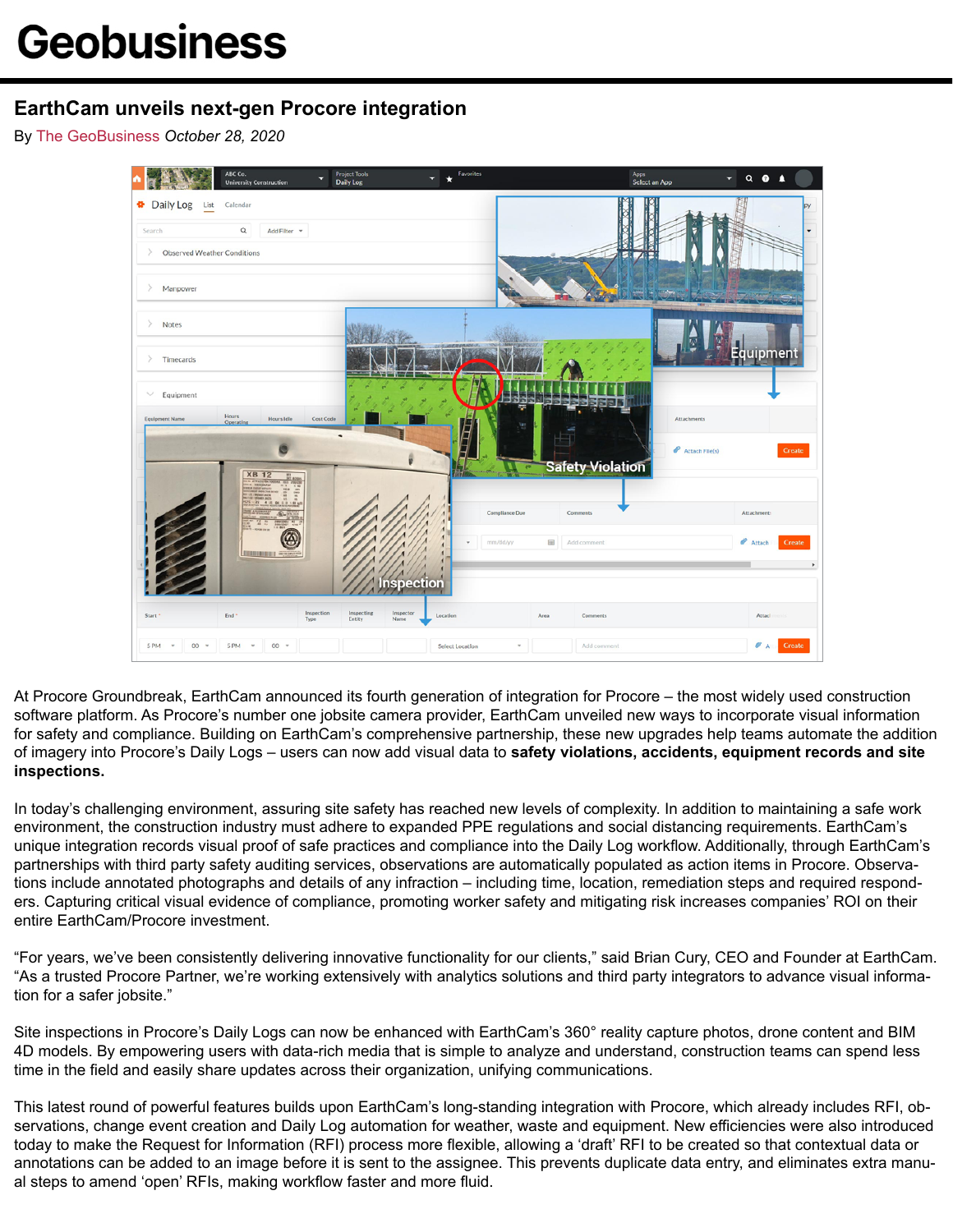# Geobusiness

## EarthCam unveils next-gen Procore integration

By The GeoBusiness *October 28, 2020*

At Procore Groundbreak, EarthCam announced its fourth generation of integration for Procore – the most widely used construction software platform. As Procore's number one jobsite camera provider, EarthCam unveiled new ways to incorporate visual information for safety and compliance. Building on EarthCam's comprehensive partnership, these new upgrades help teams automate the addition of imagery into Procore's Daily Logs – users can now add visual data to **safety violations, accidents, equipment records and site inspections.**

In today's challenging environment, assuring site safety has reached new levels of complexity. In addition to maintaining a safe work environment, the construction industry must adhere to expanded PPE regulations and social distancing requirements. EarthCam's unique integration records visual proof of safe practices and compliance into the Daily Log workflow. Additionally, through EarthCam's partnerships with third party safety auditing services, observations are automatically populated as action items in Procore. Observations include annotated photographs and details of any infraction – including time, location, remediation steps and required responders. Capturing critical visual evidence of compliance, promoting worker safety and mitigating risk increases companies' ROI on their entire EarthCam/Procore investment.

"For years, we've been consistently delivering innovative functionality for our clients," said Brian Cury, CEO and Founder at EarthCam. "As a trusted Procore Partner, we're working extensively with analytics solutions and third party integrators to advance visual information for a safer jobsite."

Site inspections in Procore's Daily Logs can now be enhanced with EarthCam's 360° reality capture photos, drone content and BIM 4D models. By empowering users with data-rich media that is simple to analyze and understand, construction teams can spend less time in the field and easily share updates across their organization, unifying communications.

This latest round of powerful features builds upon EarthCam's long-standing integration with Procore, which already includes RFI, observations, change event creation and Daily Log automation for weather, waste and equipment. New efficiencies were also introduced today to make the Request for Information (RFI) process more flexible, allowing a 'draft' RFI to be created so that contextual data or annotations can be added to an image before it is sent to the assignee. This prevents duplicate data entry, and eliminates extra manual steps to amend 'open' RFIs, making workflow faster and more fluid.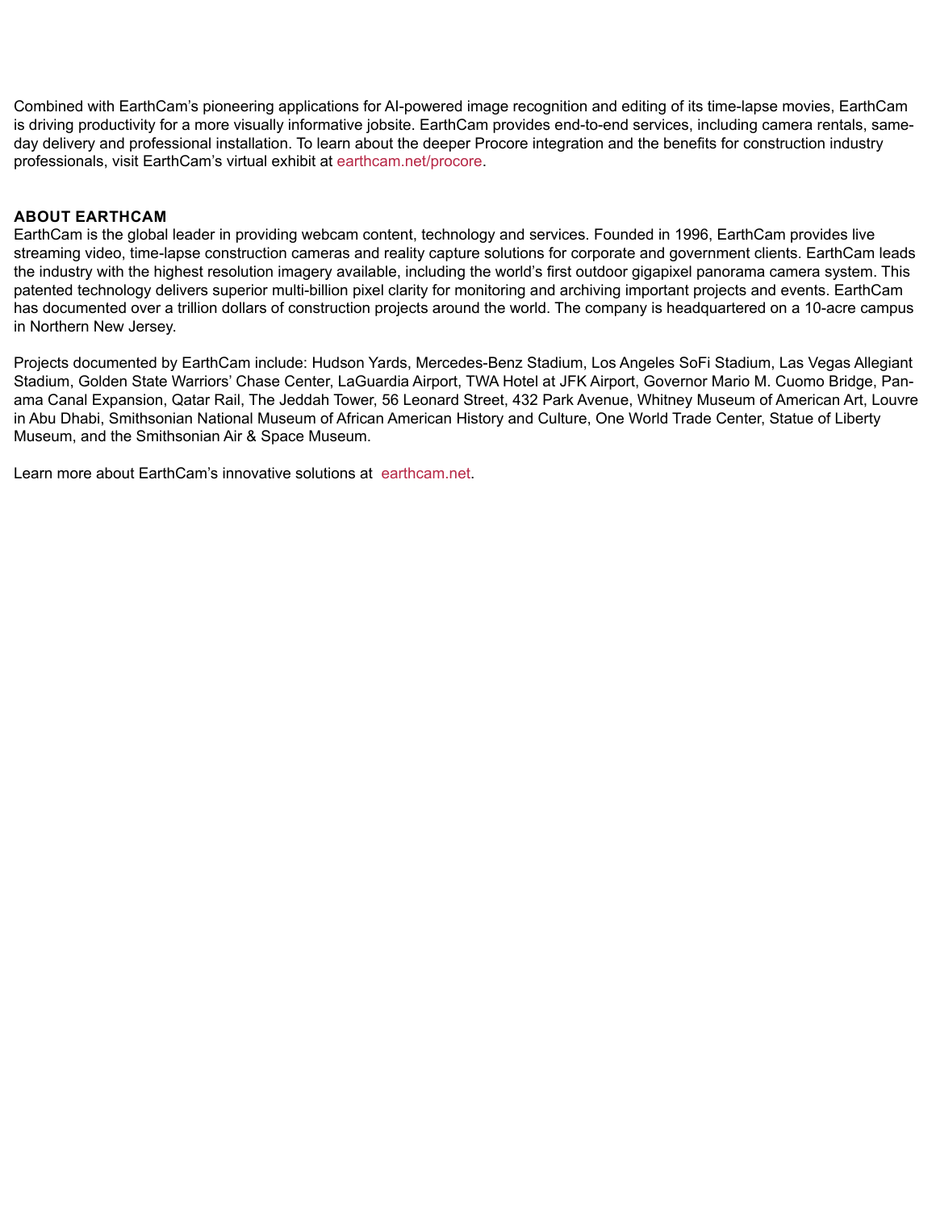Combined with EarthCam's pioneering applications for AI-powered image recognition and editing of its time-lapse movies, EarthCam is driving productivity for a more visually informative jobsite. EarthCam provides end-to-end services, including camera rentals, same-day delivery and professional installation. To learn about the deeper Procore integration and the benefits for construction industry professionals, visit EarthCam's virtual exhibit at earthcam.net/procore.

**ABOUT EARTHCAM**

EarthCam is the global leader in providing webcam content, technology and services. Founded in 1996, EarthCam provides live streaming video, time-lapse construction cameras and reality capture solutions for corporate and government clients. EarthCam leads the industry with the highest resolution imagery available, including the world's first outdoor gigapixel panorama camera system. This patented technology delivers superior multi-billion pixel clarity for monitoring and archiving important projects and events. EarthCam has documented over a trillion dollars of construction projects around the world. The company is headquartered on a 10-acre campus in Northern New Jersey.

Projects documented by EarthCam include: Hudson Yards, Mercedes-Benz Stadium, Los Angeles SoFi Stadium, Las Vegas Allegiant Stadium, Golden State Warriors' Chase Center, LaGuardia Airport, TWA Hotel at JFK Airport, Governor Mario M. Cuomo Bridge, Panama Canal Expansion, Qatar Rail, The Jeddah Tower, 56 Leonard Street, 432 Park Avenue, Whitney Museum of American Art, Louvre in Abu Dhabi, Smithsonian National Museum of African American History and Culture, One World Trade Center, Statue of Liberty Museum, and the Smithsonian Air & Space Museum.

Learn more about EarthCam's innovative solutions at earthcam.net.